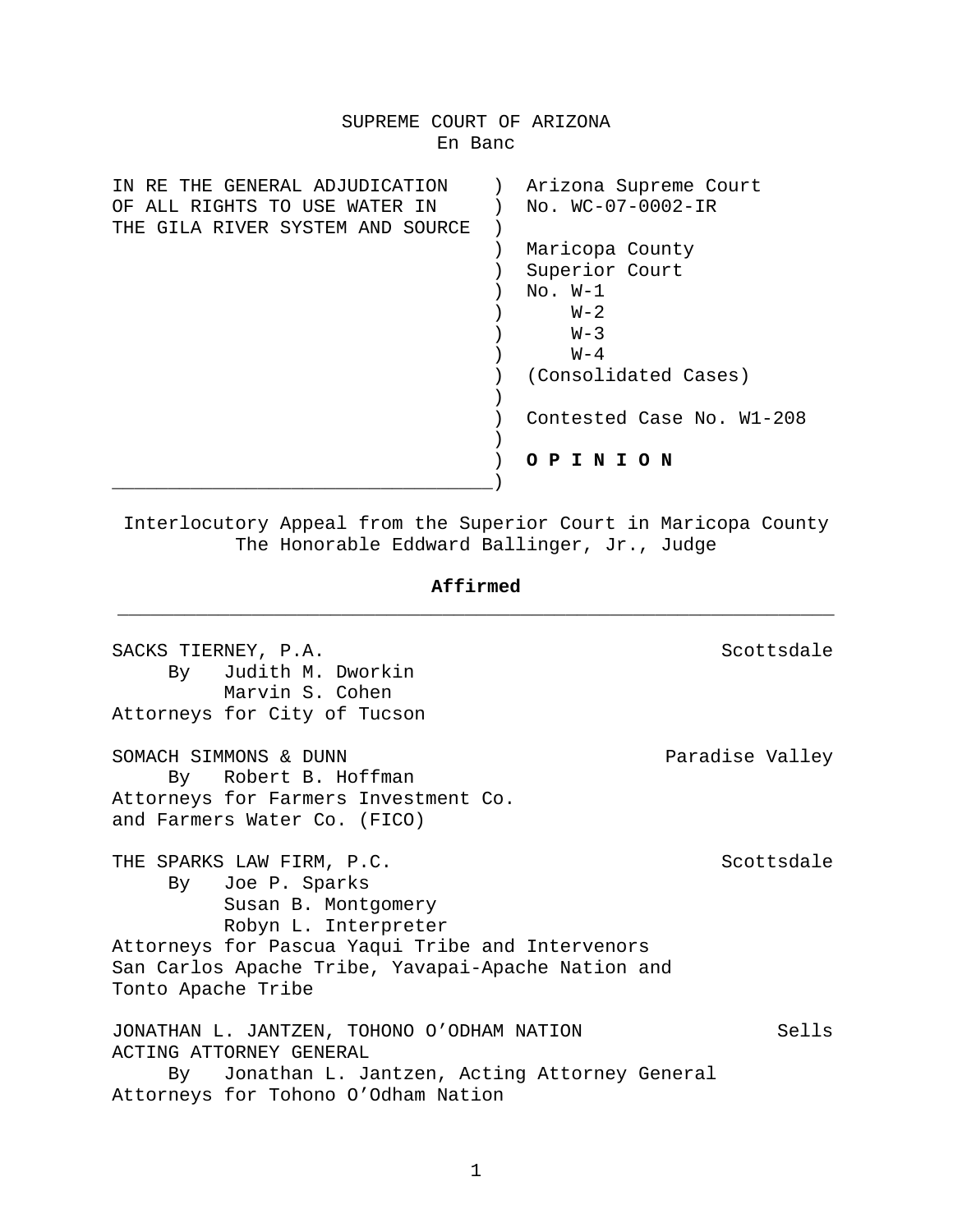SUPREME COURT OF ARIZONA
En Banc

| IN RE THE GENERAL ADJUDICATION OF ALL RIGHTS TO USE WATER IN THE GILA RIVER SYSTEM AND SOURCE | Arizona Supreme Court No. WC-07-0002-IR |
| --- | --- |
| | Maricopa County Superior Court No. W-1 W-2 W-3 W-4 (Consolidated Cases) |
| | Contested Case No. W1-208 |
| | **O P I N I O N** |

Interlocutory Appeal from the Superior Court in Maricopa County
The Honorable Eddward Ballinger, Jr., Judge

**Affirmed**

---

SACKS TIERNEY, P.A. — Scottsdale
By Judith M. Dworkin
Marvin S. Cohen
Attorneys for City of Tucson

SOMACH SIMMONS & DUNN — Paradise Valley
By Robert B. Hoffman
Attorneys for Farmers Investment Co. and Farmers Water Co. (FICO)

THE SPARKS LAW FIRM, P.C. — Scottsdale
By Joe P. Sparks
Susan B. Montgomery
Robyn L. Interpreter
Attorneys for Pascua Yaqui Tribe and Intervenors San Carlos Apache Tribe, Yavapai-Apache Nation and Tonto Apache Tribe

JONATHAN L. JANTZEN, TOHONO O’ODHAM NATION ACTING ATTORNEY GENERAL — Sells
By Jonathan L. Jantzen, Acting Attorney General
Attorneys for Tohono O’Odham Nation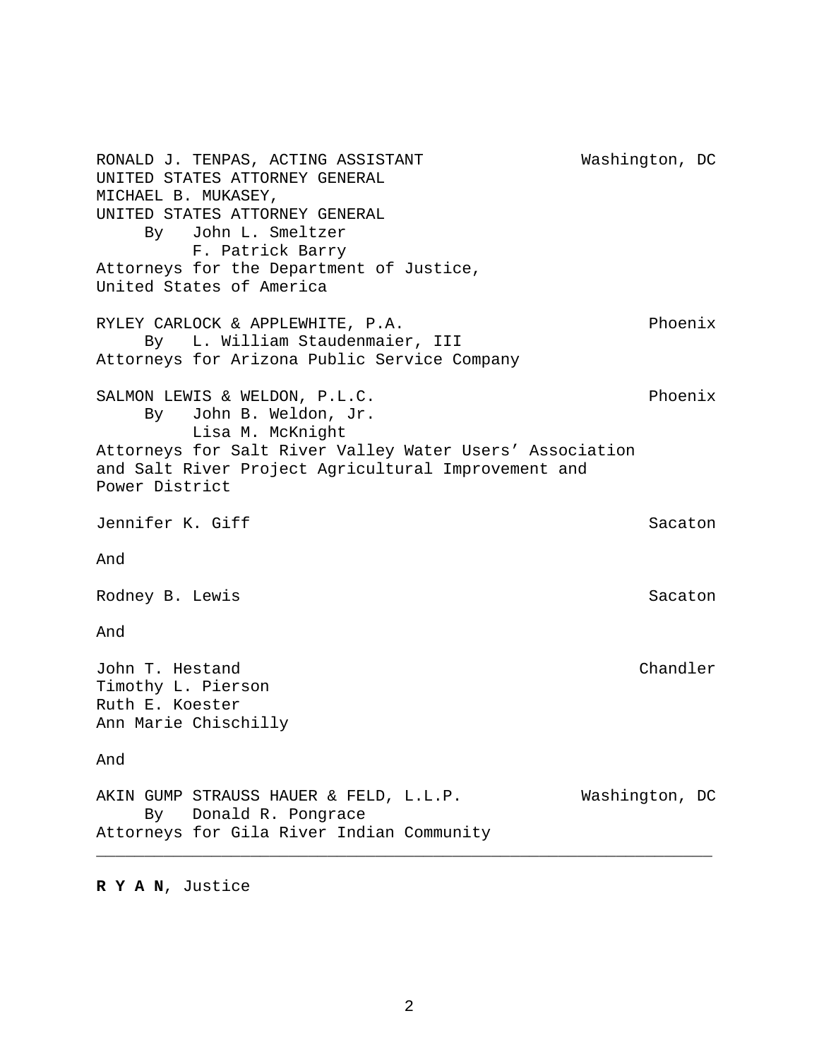RONALD J. TENPAS, ACTING ASSISTANT UNITED STATES ATTORNEY GENERAL — Washington, DC
MICHAEL B. MUKASEY,
UNITED STATES ATTORNEY GENERAL
By John L. Smeltzer
F. Patrick Barry
Attorneys for the Department of Justice,
United States of America

RYLEY CARLOCK & APPLEWHITE, P.A. — Phoenix
By L. William Staudenmaier, III
Attorneys for Arizona Public Service Company

SALMON LEWIS & WELDON, P.L.C. — Phoenix
By John B. Weldon, Jr.
Lisa M. McKnight
Attorneys for Salt River Valley Water Users' Association and Salt River Project Agricultural Improvement and Power District

Jennifer K. Giff — Sacaton

And

Rodney B. Lewis — Sacaton

And

John T. Hestand — Chandler
Timothy L. Pierson
Ruth E. Koester
Ann Marie Chischilly

And

AKIN GUMP STRAUSS HAUER & FELD, L.L.P. — Washington, DC
By Donald R. Pongrace
Attorneys for Gila River Indian Community

---

**R Y A N**, Justice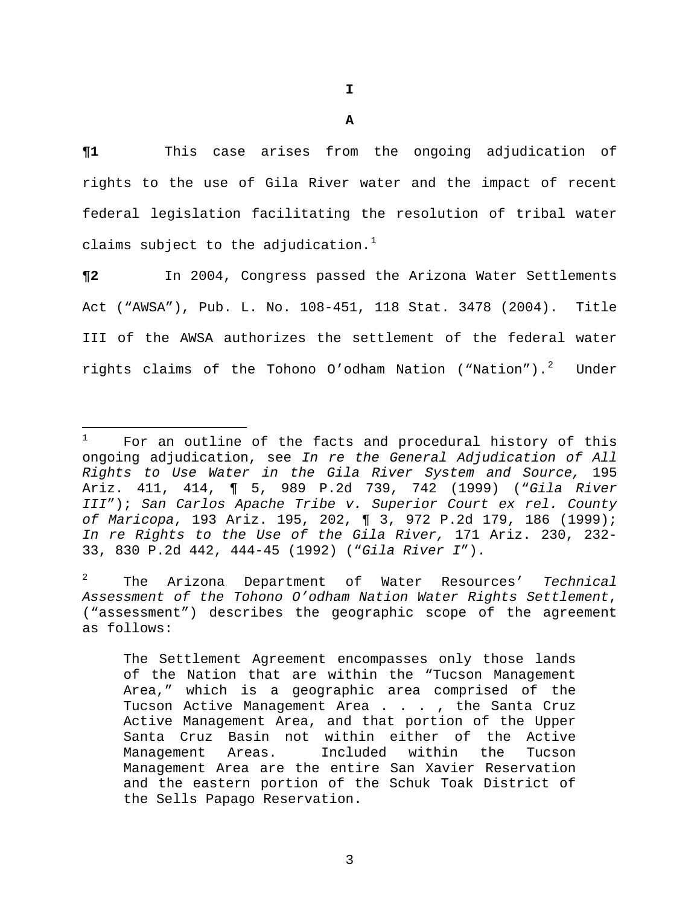# I

## A

**¶1** This case arises from the ongoing adjudication of rights to the use of Gila River water and the impact of recent federal legislation facilitating the resolution of tribal water claims subject to the adjudication.[1]

**¶2** In 2004, Congress passed the Arizona Water Settlements Act ("AWSA"), Pub. L. No. 108-451, 118 Stat. 3478 (2004). Title III of the AWSA authorizes the settlement of the federal water rights claims of the Tohono O'odham Nation ("Nation").[2] Under

---

[1] For an outline of the facts and procedural history of this ongoing adjudication, see *In re the General Adjudication of All Rights to Use Water in the Gila River System and Source,* 195 Ariz. 411, 414, ¶ 5, 989 P.2d 739, 742 (1999) ("*Gila River III*"); *San Carlos Apache Tribe v. Superior Court ex rel. County of Maricopa*, 193 Ariz. 195, 202, ¶ 3, 972 P.2d 179, 186 (1999); *In re Rights to the Use of the Gila River,* 171 Ariz. 230, 232-33, 830 P.2d 442, 444-45 (1992) ("*Gila River I*").

[2] The Arizona Department of Water Resources' *Technical Assessment of the Tohono O'odham Nation Water Rights Settlement*, ("assessment") describes the geographic scope of the agreement as follows:

> The Settlement Agreement encompasses only those lands of the Nation that are within the "Tucson Management Area," which is a geographic area comprised of the Tucson Active Management Area . . . , the Santa Cruz Active Management Area, and that portion of the Upper Santa Cruz Basin not within either of the Active Management Areas. Included within the Tucson Management Area are the entire San Xavier Reservation and the eastern portion of the Schuk Toak District of the Sells Papago Reservation.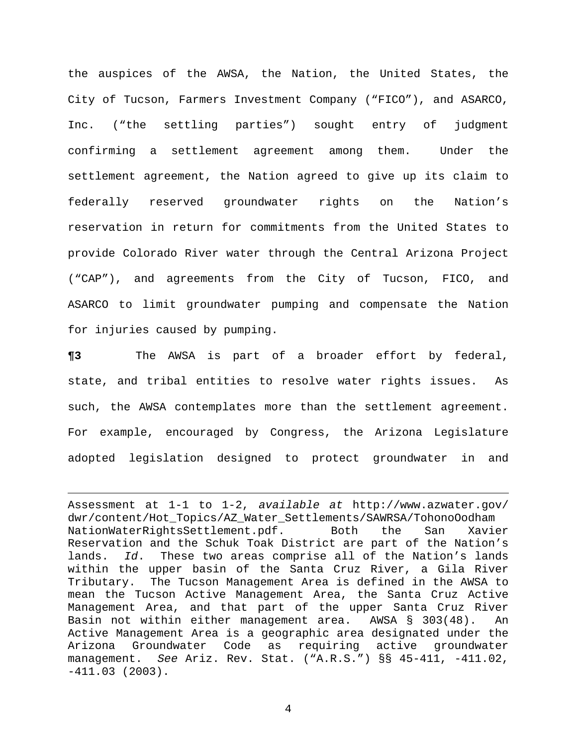the auspices of the AWSA, the Nation, the United States, the City of Tucson, Farmers Investment Company (“FICO”), and ASARCO, Inc. (“the settling parties”) sought entry of judgment confirming a settlement agreement among them. Under the settlement agreement, the Nation agreed to give up its claim to federally reserved groundwater rights on the Nation’s reservation in return for commitments from the United States to provide Colorado River water through the Central Arizona Project (“CAP”), and agreements from the City of Tucson, FICO, and ASARCO to limit groundwater pumping and compensate the Nation for injuries caused by pumping.

**¶3** The AWSA is part of a broader effort by federal, state, and tribal entities to resolve water rights issues. As such, the AWSA contemplates more than the settlement agreement. For example, encouraged by Congress, the Arizona Legislature adopted legislation designed to protect groundwater in and

---

Assessment at 1-1 to 1-2, *available at* http://www.azwater.gov/dwr/content/Hot_Topics/AZ_Water_Settlements/SAWRSA/TohonoOodhamNationWaterRightsSettlement.pdf. Both the San Xavier Reservation and the Schuk Toak District are part of the Nation’s lands. *Id*. These two areas comprise all of the Nation’s lands within the upper basin of the Santa Cruz River, a Gila River Tributary. The Tucson Management Area is defined in the AWSA to mean the Tucson Active Management Area, the Santa Cruz Active Management Area, and that part of the upper Santa Cruz River Basin not within either management area. AWSA § 303(48). An Active Management Area is a geographic area designated under the Arizona Groundwater Code as requiring active groundwater management. *See* Ariz. Rev. Stat. (“A.R.S.”) §§ 45-411, -411.02, -411.03 (2003).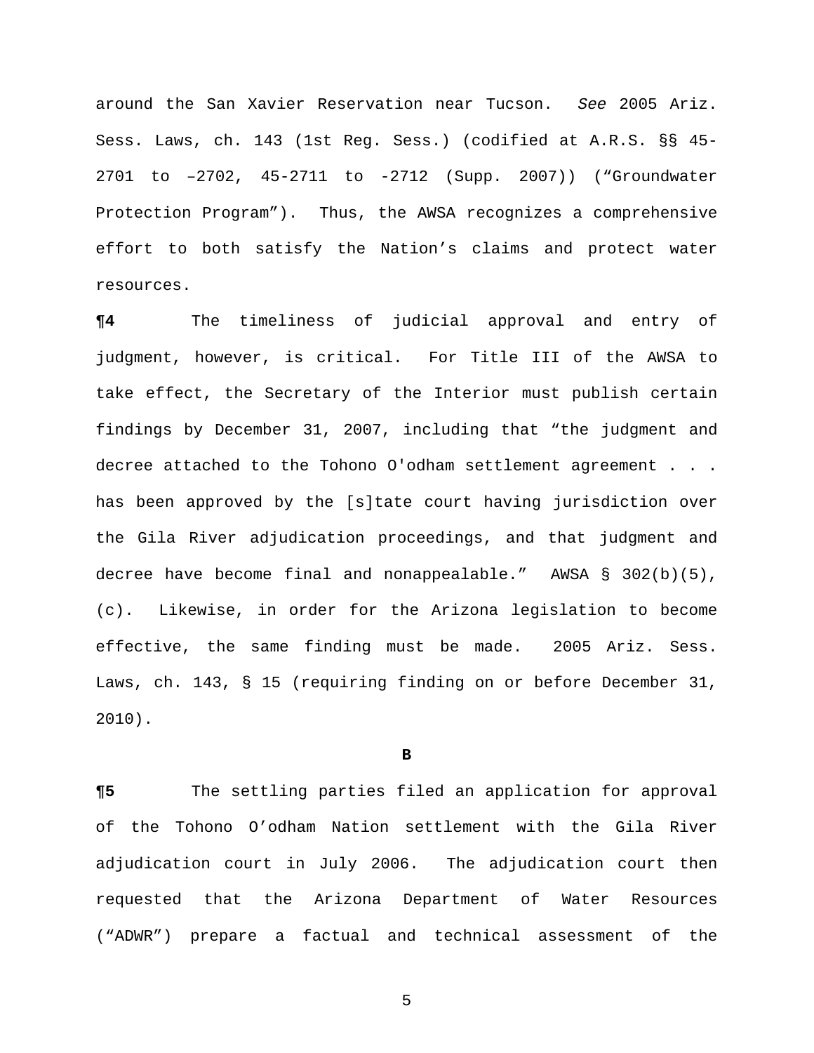around the San Xavier Reservation near Tucson. *See* 2005 Ariz. Sess. Laws, ch. 143 (1st Reg. Sess.) (codified at A.R.S. §§ 45-2701 to –2702, 45-2711 to -2712 (Supp. 2007)) ("Groundwater Protection Program"). Thus, the AWSA recognizes a comprehensive effort to both satisfy the Nation's claims and protect water resources.

**¶4** The timeliness of judicial approval and entry of judgment, however, is critical. For Title III of the AWSA to take effect, the Secretary of the Interior must publish certain findings by December 31, 2007, including that "the judgment and decree attached to the Tohono O'odham settlement agreement . . . has been approved by the [s]tate court having jurisdiction over the Gila River adjudication proceedings, and that judgment and decree have become final and nonappealable." AWSA § 302(b)(5), (c). Likewise, in order for the Arizona legislation to become effective, the same finding must be made. 2005 Ariz. Sess. Laws, ch. 143, § 15 (requiring finding on or before December 31, 2010).

**B**

**¶5** The settling parties filed an application for approval of the Tohono O'odham Nation settlement with the Gila River adjudication court in July 2006. The adjudication court then requested that the Arizona Department of Water Resources ("ADWR") prepare a factual and technical assessment of the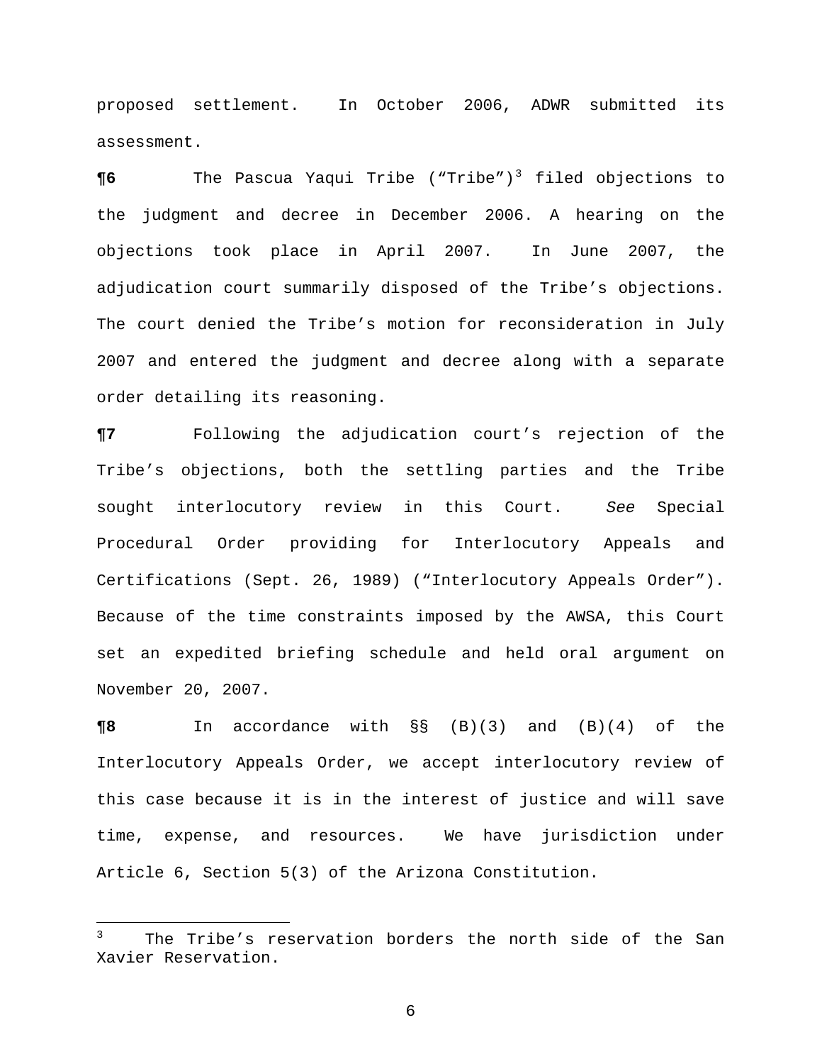proposed settlement. In October 2006, ADWR submitted its assessment.

**¶6** The Pascua Yaqui Tribe ("Tribe")[3] filed objections to the judgment and decree in December 2006. A hearing on the objections took place in April 2007. In June 2007, the adjudication court summarily disposed of the Tribe's objections. The court denied the Tribe's motion for reconsideration in July 2007 and entered the judgment and decree along with a separate order detailing its reasoning.

**¶7** Following the adjudication court's rejection of the Tribe's objections, both the settling parties and the Tribe sought interlocutory review in this Court. *See* Special Procedural Order providing for Interlocutory Appeals and Certifications (Sept. 26, 1989) ("Interlocutory Appeals Order"). Because of the time constraints imposed by the AWSA, this Court set an expedited briefing schedule and held oral argument on November 20, 2007.

**¶8** In accordance with §§ (B)(3) and (B)(4) of the Interlocutory Appeals Order, we accept interlocutory review of this case because it is in the interest of justice and will save time, expense, and resources. We have jurisdiction under Article 6, Section 5(3) of the Arizona Constitution.

---

[3] The Tribe's reservation borders the north side of the San Xavier Reservation.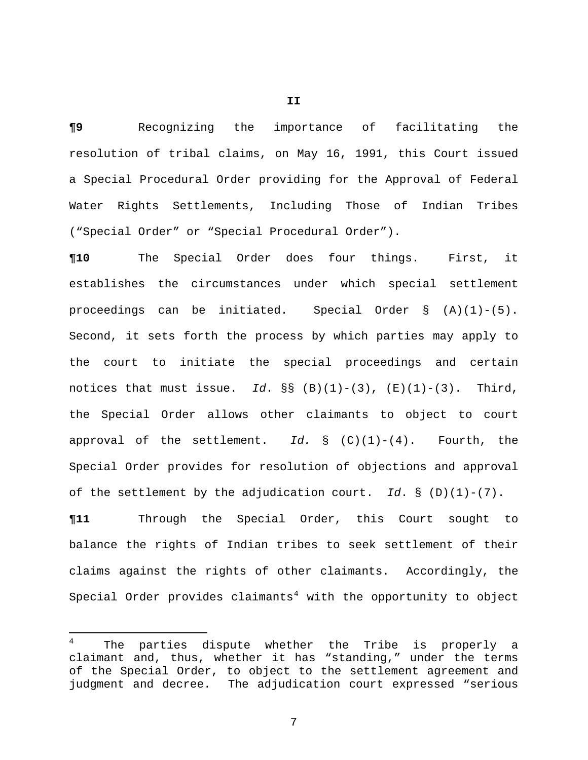**II**

**¶9** Recognizing the importance of facilitating the resolution of tribal claims, on May 16, 1991, this Court issued a Special Procedural Order providing for the Approval of Federal Water Rights Settlements, Including Those of Indian Tribes ("Special Order" or "Special Procedural Order").

**¶10** The Special Order does four things. First, it establishes the circumstances under which special settlement proceedings can be initiated. Special Order § (A)(1)-(5). Second, it sets forth the process by which parties may apply to the court to initiate the special proceedings and certain notices that must issue. *Id*. §§ (B)(1)-(3), (E)(1)-(3). Third, the Special Order allows other claimants to object to court approval of the settlement. *Id.* § (C)(1)-(4). Fourth, the Special Order provides for resolution of objections and approval of the settlement by the adjudication court. *Id*. § (D)(1)-(7).

**¶11** Through the Special Order, this Court sought to balance the rights of Indian tribes to seek settlement of their claims against the rights of other claimants. Accordingly, the Special Order provides claimants[4] with the opportunity to object

---

[4] The parties dispute whether the Tribe is properly a claimant and, thus, whether it has "standing," under the terms of the Special Order, to object to the settlement agreement and judgment and decree. The adjudication court expressed "serious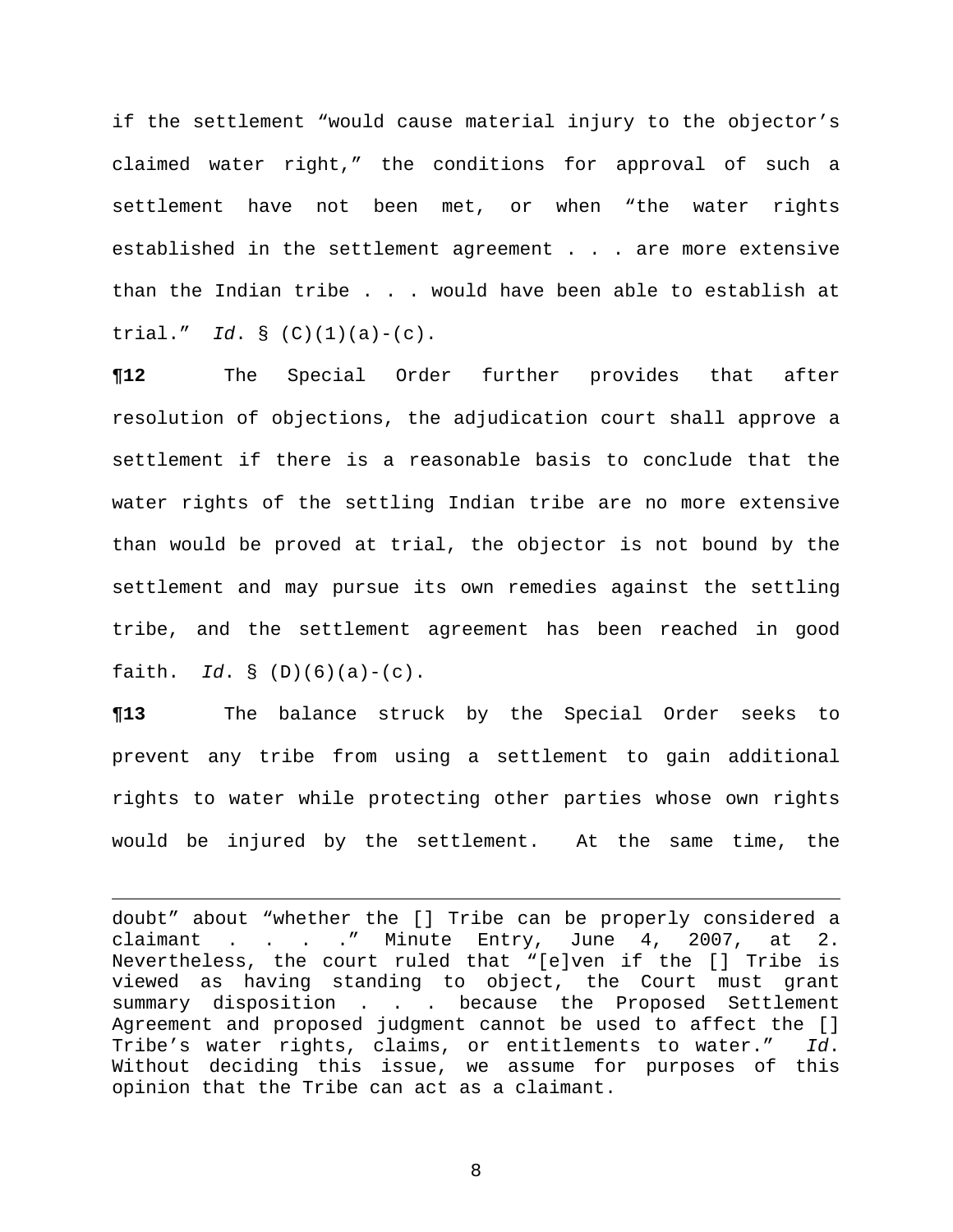if the settlement "would cause material injury to the objector's claimed water right," the conditions for approval of such a settlement have not been met, or when "the water rights established in the settlement agreement . . . are more extensive than the Indian tribe . . . would have been able to establish at trial." *Id*. § (C)(1)(a)-(c).

**¶12** The Special Order further provides that after resolution of objections, the adjudication court shall approve a settlement if there is a reasonable basis to conclude that the water rights of the settling Indian tribe are no more extensive than would be proved at trial, the objector is not bound by the settlement and may pursue its own remedies against the settling tribe, and the settlement agreement has been reached in good faith. *Id*. § (D)(6)(a)-(c).

**¶13** The balance struck by the Special Order seeks to prevent any tribe from using a settlement to gain additional rights to water while protecting other parties whose own rights would be injured by the settlement. At the same time, the

---

doubt" about "whether the [] Tribe can be properly considered a claimant . . . ." Minute Entry, June 4, 2007, at 2. Nevertheless, the court ruled that "[e]ven if the [] Tribe is viewed as having standing to object, the Court must grant summary disposition . . . because the Proposed Settlement Agreement and proposed judgment cannot be used to affect the [] Tribe's water rights, claims, or entitlements to water." *Id*. Without deciding this issue, we assume for purposes of this opinion that the Tribe can act as a claimant.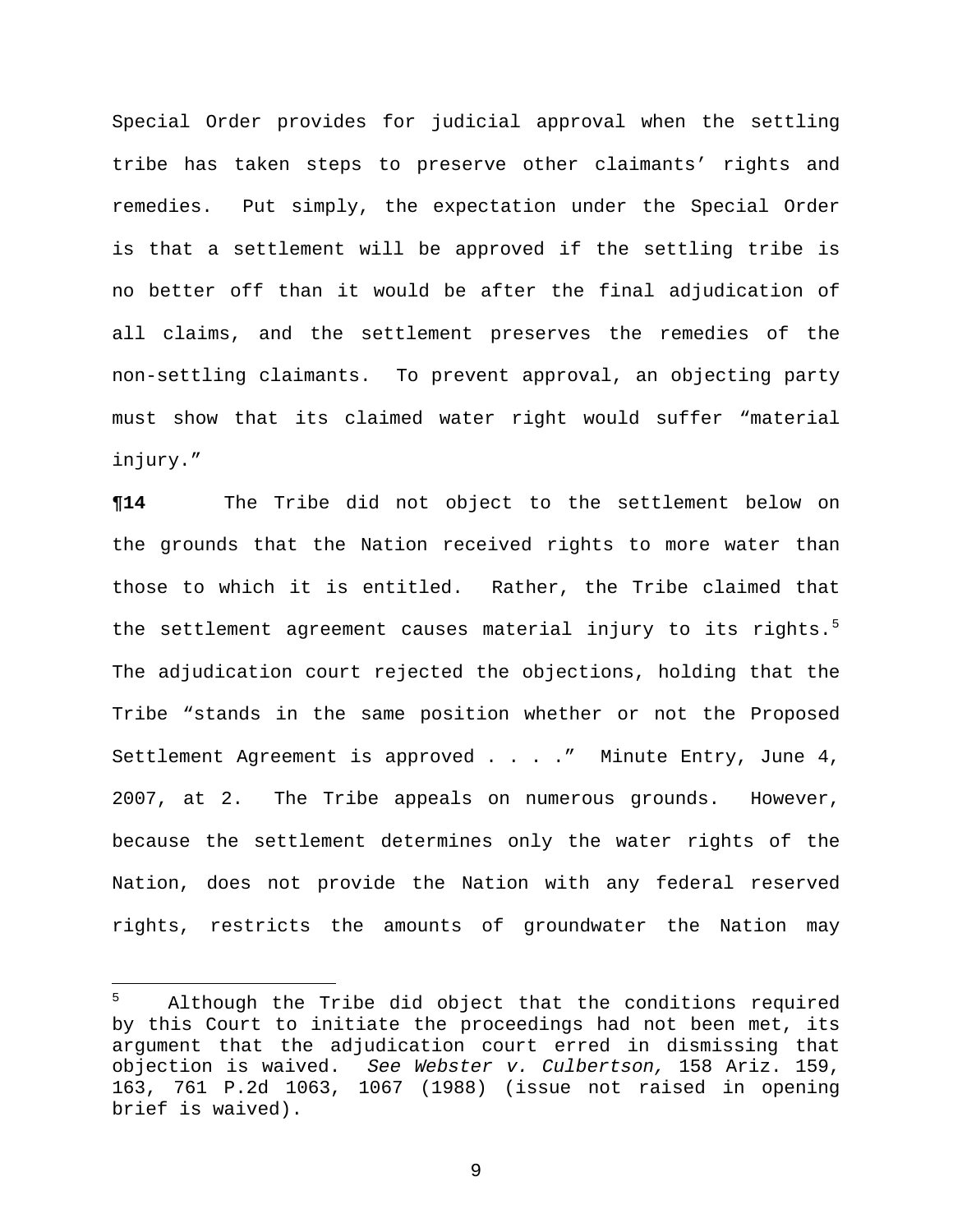Special Order provides for judicial approval when the settling tribe has taken steps to preserve other claimants' rights and remedies. Put simply, the expectation under the Special Order is that a settlement will be approved if the settling tribe is no better off than it would be after the final adjudication of all claims, and the settlement preserves the remedies of the non-settling claimants. To prevent approval, an objecting party must show that its claimed water right would suffer "material injury."

**¶14** The Tribe did not object to the settlement below on the grounds that the Nation received rights to more water than those to which it is entitled. Rather, the Tribe claimed that the settlement agreement causes material injury to its rights.[5] The adjudication court rejected the objections, holding that the Tribe "stands in the same position whether or not the Proposed Settlement Agreement is approved . . . ." Minute Entry, June 4, 2007, at 2. The Tribe appeals on numerous grounds. However, because the settlement determines only the water rights of the Nation, does not provide the Nation with any federal reserved rights, restricts the amounts of groundwater the Nation may

---

[5] Although the Tribe did object that the conditions required by this Court to initiate the proceedings had not been met, its argument that the adjudication court erred in dismissing that objection is waived. *See Webster v. Culbertson,* 158 Ariz. 159, 163, 761 P.2d 1063, 1067 (1988) (issue not raised in opening brief is waived).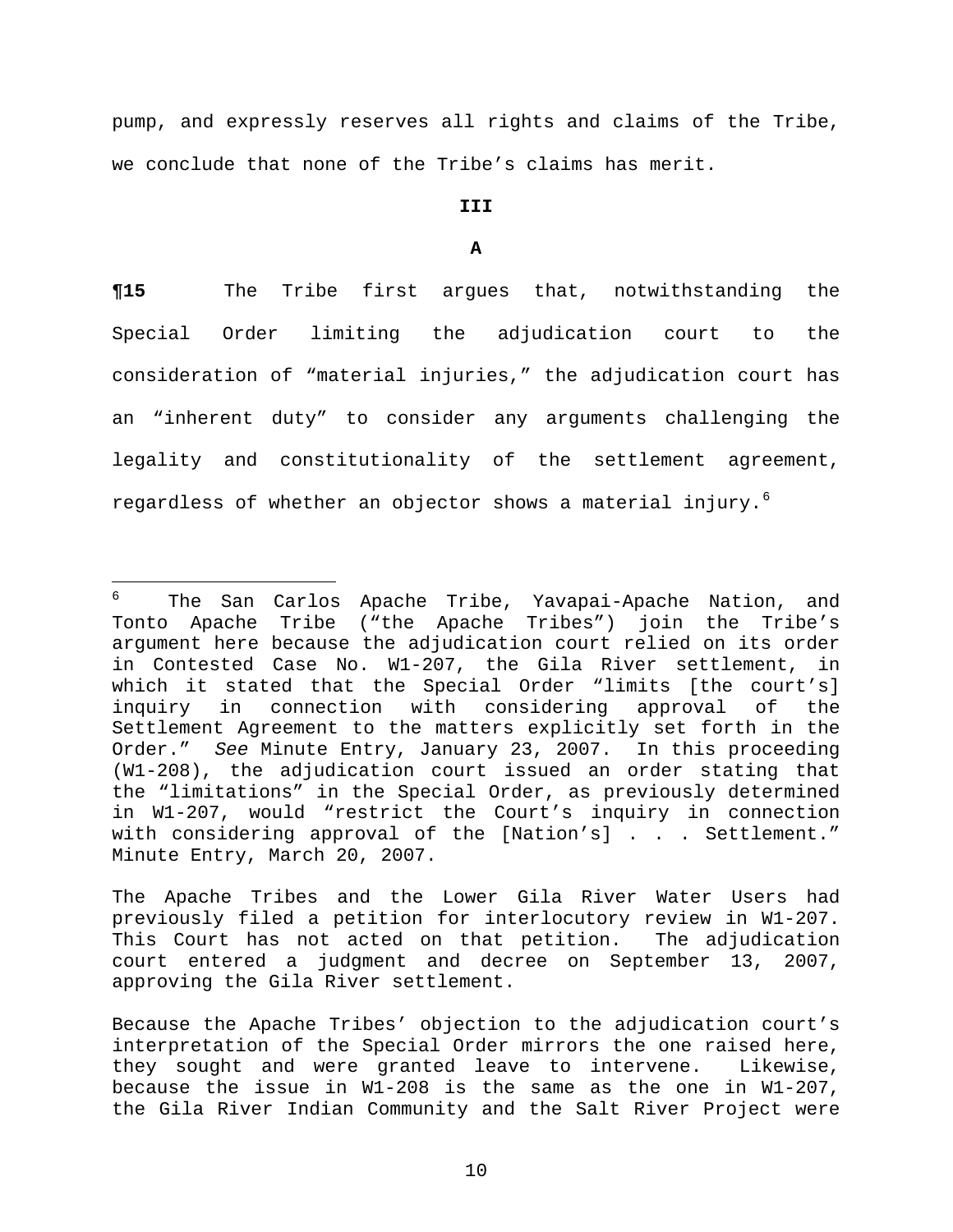pump, and expressly reserves all rights and claims of the Tribe, we conclude that none of the Tribe's claims has merit.

## III

### A

**¶15** The Tribe first argues that, notwithstanding the Special Order limiting the adjudication court to the consideration of "material injuries," the adjudication court has an "inherent duty" to consider any arguments challenging the legality and constitutionality of the settlement agreement, regardless of whether an objector shows a material injury.[6]

---

[6] The San Carlos Apache Tribe, Yavapai-Apache Nation, and Tonto Apache Tribe ("the Apache Tribes") join the Tribe's argument here because the adjudication court relied on its order in Contested Case No. W1-207, the Gila River settlement, in which it stated that the Special Order "limits [the court's] inquiry in connection with considering approval of the Settlement Agreement to the matters explicitly set forth in the Order." *See* Minute Entry, January 23, 2007. In this proceeding (W1-208), the adjudication court issued an order stating that the "limitations" in the Special Order, as previously determined in W1-207, would "restrict the Court's inquiry in connection with considering approval of the [Nation's] . . . Settlement." Minute Entry, March 20, 2007.

The Apache Tribes and the Lower Gila River Water Users had previously filed a petition for interlocutory review in W1-207. This Court has not acted on that petition. The adjudication court entered a judgment and decree on September 13, 2007, approving the Gila River settlement.

Because the Apache Tribes' objection to the adjudication court's interpretation of the Special Order mirrors the one raised here, they sought and were granted leave to intervene. Likewise, because the issue in W1-208 is the same as the one in W1-207, the Gila River Indian Community and the Salt River Project were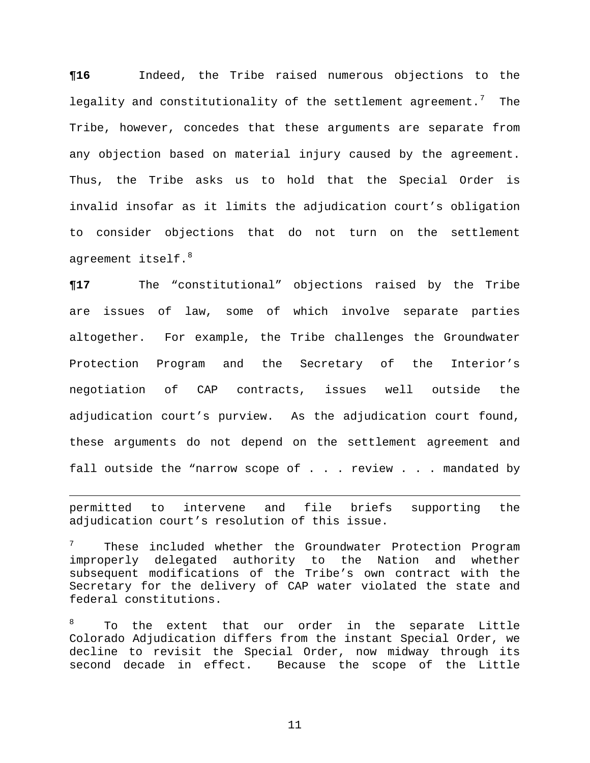**¶16** Indeed, the Tribe raised numerous objections to the legality and constitutionality of the settlement agreement.[7] The Tribe, however, concedes that these arguments are separate from any objection based on material injury caused by the agreement. Thus, the Tribe asks us to hold that the Special Order is invalid insofar as it limits the adjudication court's obligation to consider objections that do not turn on the settlement agreement itself.[8]

**¶17** The "constitutional" objections raised by the Tribe are issues of law, some of which involve separate parties altogether. For example, the Tribe challenges the Groundwater Protection Program and the Secretary of the Interior's negotiation of CAP contracts, issues well outside the adjudication court's purview. As the adjudication court found, these arguments do not depend on the settlement agreement and fall outside the "narrow scope of . . . review . . . mandated by

---

permitted to intervene and file briefs supporting the adjudication court's resolution of this issue.

[7] These included whether the Groundwater Protection Program improperly delegated authority to the Nation and whether subsequent modifications of the Tribe's own contract with the Secretary for the delivery of CAP water violated the state and federal constitutions.

[8] To the extent that our order in the separate Little Colorado Adjudication differs from the instant Special Order, we decline to revisit the Special Order, now midway through its second decade in effect. Because the scope of the Little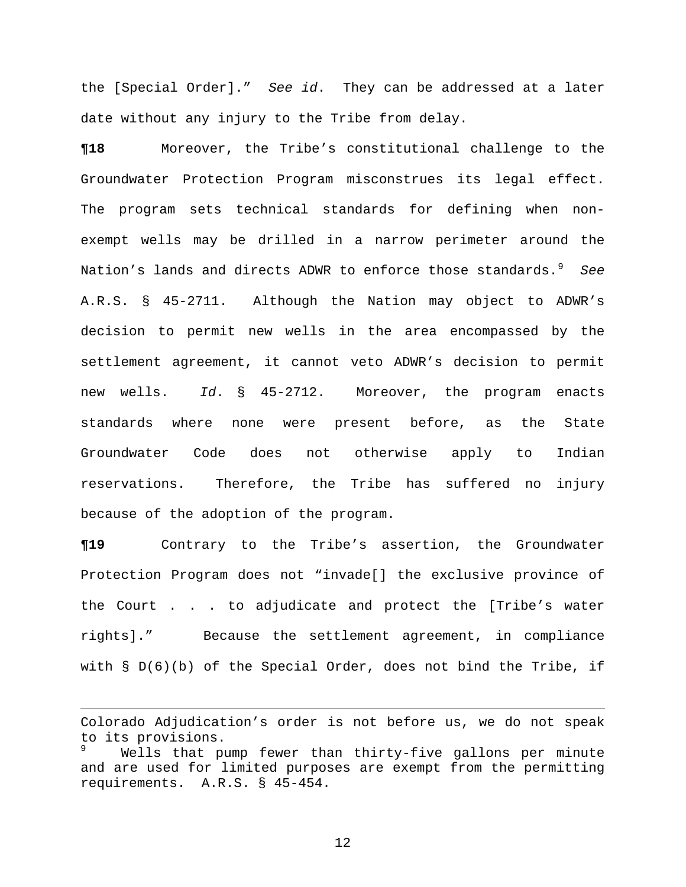the [Special Order]." *See id*. They can be addressed at a later date without any injury to the Tribe from delay.

**¶18** Moreover, the Tribe's constitutional challenge to the Groundwater Protection Program misconstrues its legal effect. The program sets technical standards for defining when non-exempt wells may be drilled in a narrow perimeter around the Nation's lands and directs ADWR to enforce those standards.[9] *See* A.R.S. § 45-2711. Although the Nation may object to ADWR's decision to permit new wells in the area encompassed by the settlement agreement, it cannot veto ADWR's decision to permit new wells. *Id*. § 45-2712. Moreover, the program enacts standards where none were present before, as the State Groundwater Code does not otherwise apply to Indian reservations. Therefore, the Tribe has suffered no injury because of the adoption of the program.

**¶19** Contrary to the Tribe's assertion, the Groundwater Protection Program does not "invade[] the exclusive province of the Court . . . to adjudicate and protect the [Tribe's water rights]." Because the settlement agreement, in compliance with § D(6)(b) of the Special Order, does not bind the Tribe, if

---

Colorado Adjudication's order is not before us, we do not speak to its provisions.

[9] Wells that pump fewer than thirty-five gallons per minute and are used for limited purposes are exempt from the permitting requirements. A.R.S. § 45-454.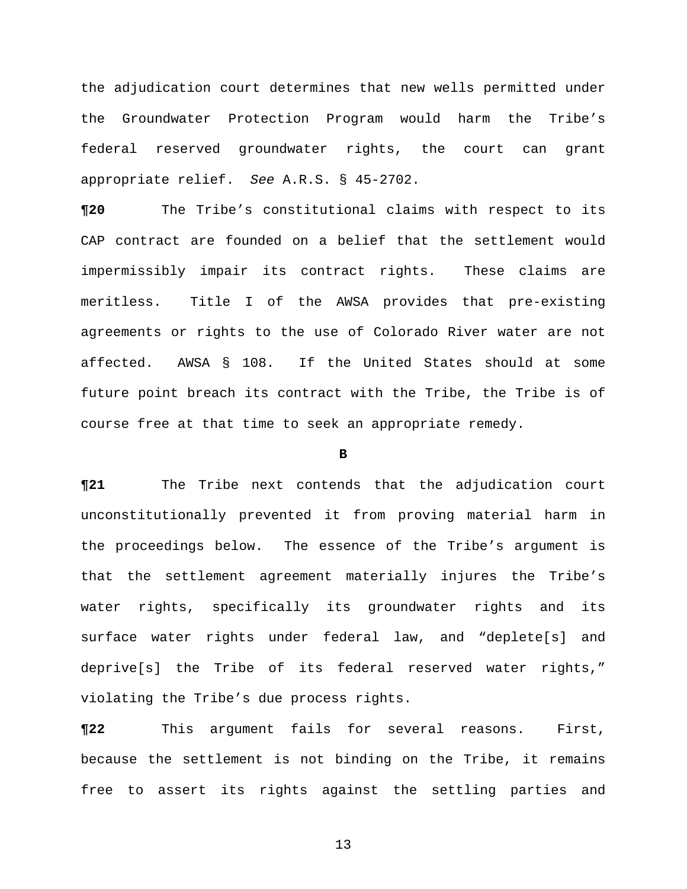the adjudication court determines that new wells permitted under the Groundwater Protection Program would harm the Tribe's federal reserved groundwater rights, the court can grant appropriate relief. *See* A.R.S. § 45-2702.

**¶20** The Tribe's constitutional claims with respect to its CAP contract are founded on a belief that the settlement would impermissibly impair its contract rights. These claims are meritless. Title I of the AWSA provides that pre-existing agreements or rights to the use of Colorado River water are not affected. AWSA § 108. If the United States should at some future point breach its contract with the Tribe, the Tribe is of course free at that time to seek an appropriate remedy.

**B**

**¶21** The Tribe next contends that the adjudication court unconstitutionally prevented it from proving material harm in the proceedings below. The essence of the Tribe's argument is that the settlement agreement materially injures the Tribe's water rights, specifically its groundwater rights and its surface water rights under federal law, and "deplete[s] and deprive[s] the Tribe of its federal reserved water rights," violating the Tribe's due process rights.

**¶22** This argument fails for several reasons. First, because the settlement is not binding on the Tribe, it remains free to assert its rights against the settling parties and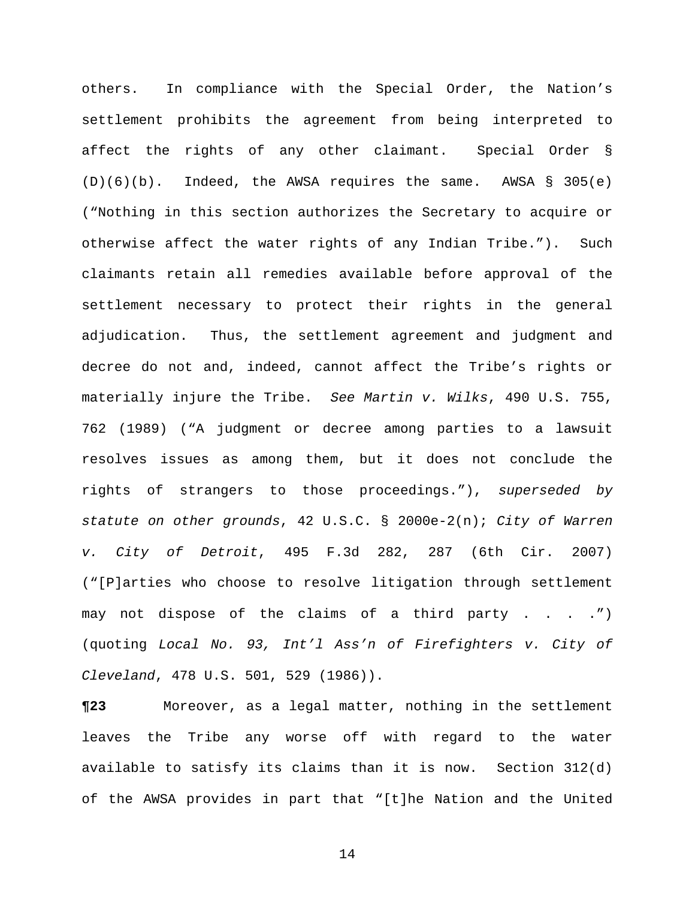others. In compliance with the Special Order, the Nation's settlement prohibits the agreement from being interpreted to affect the rights of any other claimant. Special Order § (D)(6)(b). Indeed, the AWSA requires the same. AWSA § 305(e) ("Nothing in this section authorizes the Secretary to acquire or otherwise affect the water rights of any Indian Tribe."). Such claimants retain all remedies available before approval of the settlement necessary to protect their rights in the general adjudication. Thus, the settlement agreement and judgment and decree do not and, indeed, cannot affect the Tribe's rights or materially injure the Tribe. *See Martin v. Wilks*, 490 U.S. 755, 762 (1989) ("A judgment or decree among parties to a lawsuit resolves issues as among them, but it does not conclude the rights of strangers to those proceedings."), *superseded by statute on other grounds*, 42 U.S.C. § 2000e-2(n); *City of Warren v. City of Detroit*, 495 F.3d 282, 287 (6th Cir. 2007) ("[P]arties who choose to resolve litigation through settlement may not dispose of the claims of a third party . . . .") (quoting *Local No. 93, Int'l Ass'n of Firefighters v. City of Cleveland*, 478 U.S. 501, 529 (1986)).

**¶23** Moreover, as a legal matter, nothing in the settlement leaves the Tribe any worse off with regard to the water available to satisfy its claims than it is now. Section 312(d) of the AWSA provides in part that "[t]he Nation and the United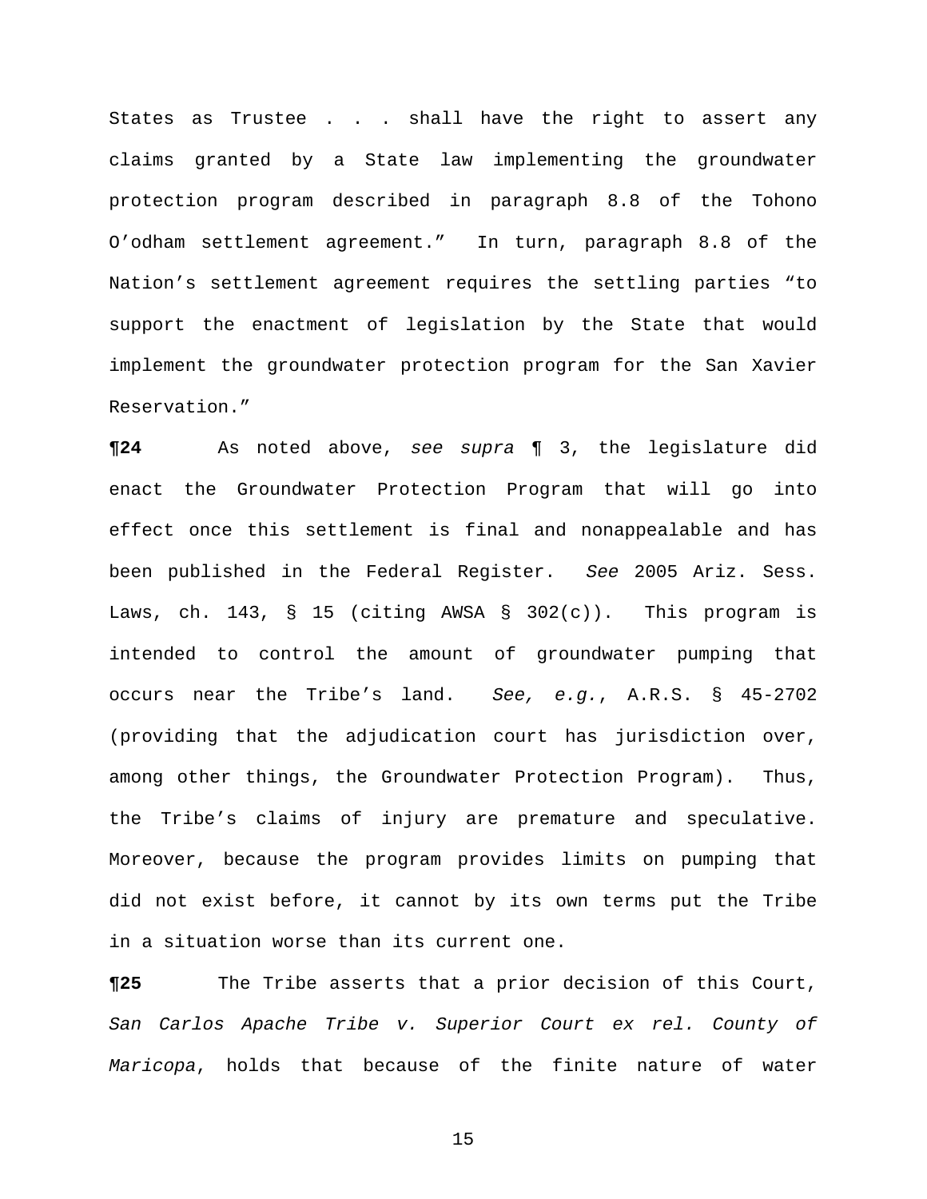States as Trustee . . . shall have the right to assert any claims granted by a State law implementing the groundwater protection program described in paragraph 8.8 of the Tohono O'odham settlement agreement." In turn, paragraph 8.8 of the Nation's settlement agreement requires the settling parties "to support the enactment of legislation by the State that would implement the groundwater protection program for the San Xavier Reservation."

**¶24** As noted above, *see supra* ¶ 3, the legislature did enact the Groundwater Protection Program that will go into effect once this settlement is final and nonappealable and has been published in the Federal Register. *See* 2005 Ariz. Sess. Laws, ch. 143, § 15 (citing AWSA § 302(c)). This program is intended to control the amount of groundwater pumping that occurs near the Tribe's land. *See, e.g.*, A.R.S. § 45-2702 (providing that the adjudication court has jurisdiction over, among other things, the Groundwater Protection Program). Thus, the Tribe's claims of injury are premature and speculative. Moreover, because the program provides limits on pumping that did not exist before, it cannot by its own terms put the Tribe in a situation worse than its current one.

**¶25** The Tribe asserts that a prior decision of this Court, *San Carlos Apache Tribe v. Superior Court ex rel. County of Maricopa*, holds that because of the finite nature of water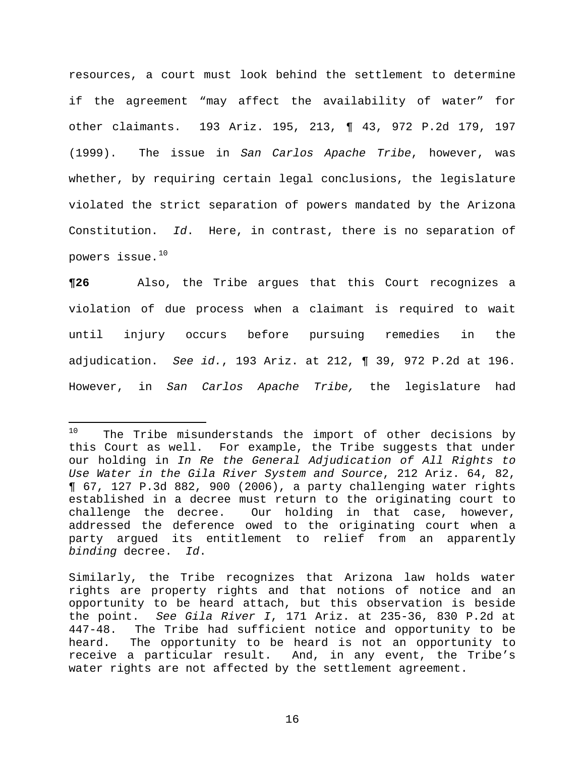resources, a court must look behind the settlement to determine if the agreement "may affect the availability of water" for other claimants. 193 Ariz. 195, 213, ¶ 43, 972 P.2d 179, 197 (1999). The issue in *San Carlos Apache Tribe*, however, was whether, by requiring certain legal conclusions, the legislature violated the strict separation of powers mandated by the Arizona Constitution. *Id*. Here, in contrast, there is no separation of powers issue.[10]

**¶26** Also, the Tribe argues that this Court recognizes a violation of due process when a claimant is required to wait until injury occurs before pursuing remedies in the adjudication. *See id.*, 193 Ariz. at 212, ¶ 39, 972 P.2d at 196. However, in *San Carlos Apache Tribe,* the legislature had

---

[10] The Tribe misunderstands the import of other decisions by this Court as well. For example, the Tribe suggests that under our holding in *In Re the General Adjudication of All Rights to Use Water in the Gila River System and Source*, 212 Ariz. 64, 82, ¶ 67, 127 P.3d 882, 900 (2006), a party challenging water rights established in a decree must return to the originating court to challenge the decree. Our holding in that case, however, addressed the deference owed to the originating court when a party argued its entitlement to relief from an apparently *binding* decree. *Id*.

Similarly, the Tribe recognizes that Arizona law holds water rights are property rights and that notions of notice and an opportunity to be heard attach, but this observation is beside the point. *See Gila River I*, 171 Ariz. at 235-36, 830 P.2d at 447-48. The Tribe had sufficient notice and opportunity to be heard. The opportunity to be heard is not an opportunity to receive a particular result. And, in any event, the Tribe's water rights are not affected by the settlement agreement.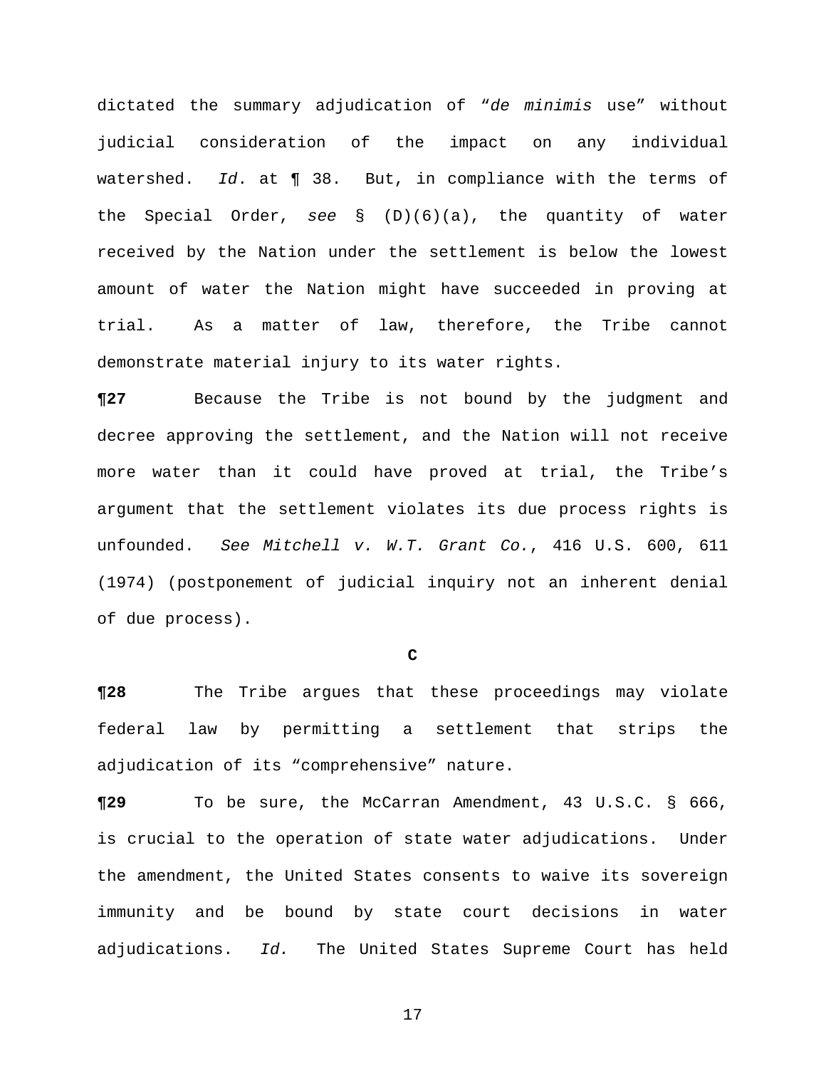dictated the summary adjudication of "*de minimis* use" without judicial consideration of the impact on any individual watershed. *Id*. at ¶ 38. But, in compliance with the terms of the Special Order, *see* § (D)(6)(a), the quantity of water received by the Nation under the settlement is below the lowest amount of water the Nation might have succeeded in proving at trial. As a matter of law, therefore, the Tribe cannot demonstrate material injury to its water rights.

**¶27** Because the Tribe is not bound by the judgment and decree approving the settlement, and the Nation will not receive more water than it could have proved at trial, the Tribe's argument that the settlement violates its due process rights is unfounded. *See Mitchell v. W.T. Grant Co.*, 416 U.S. 600, 611 (1974) (postponement of judicial inquiry not an inherent denial of due process).

**C**

**¶28** The Tribe argues that these proceedings may violate federal law by permitting a settlement that strips the adjudication of its "comprehensive" nature.

**¶29** To be sure, the McCarran Amendment, 43 U.S.C. § 666, is crucial to the operation of state water adjudications. Under the amendment, the United States consents to waive its sovereign immunity and be bound by state court decisions in water adjudications. *Id.* The United States Supreme Court has held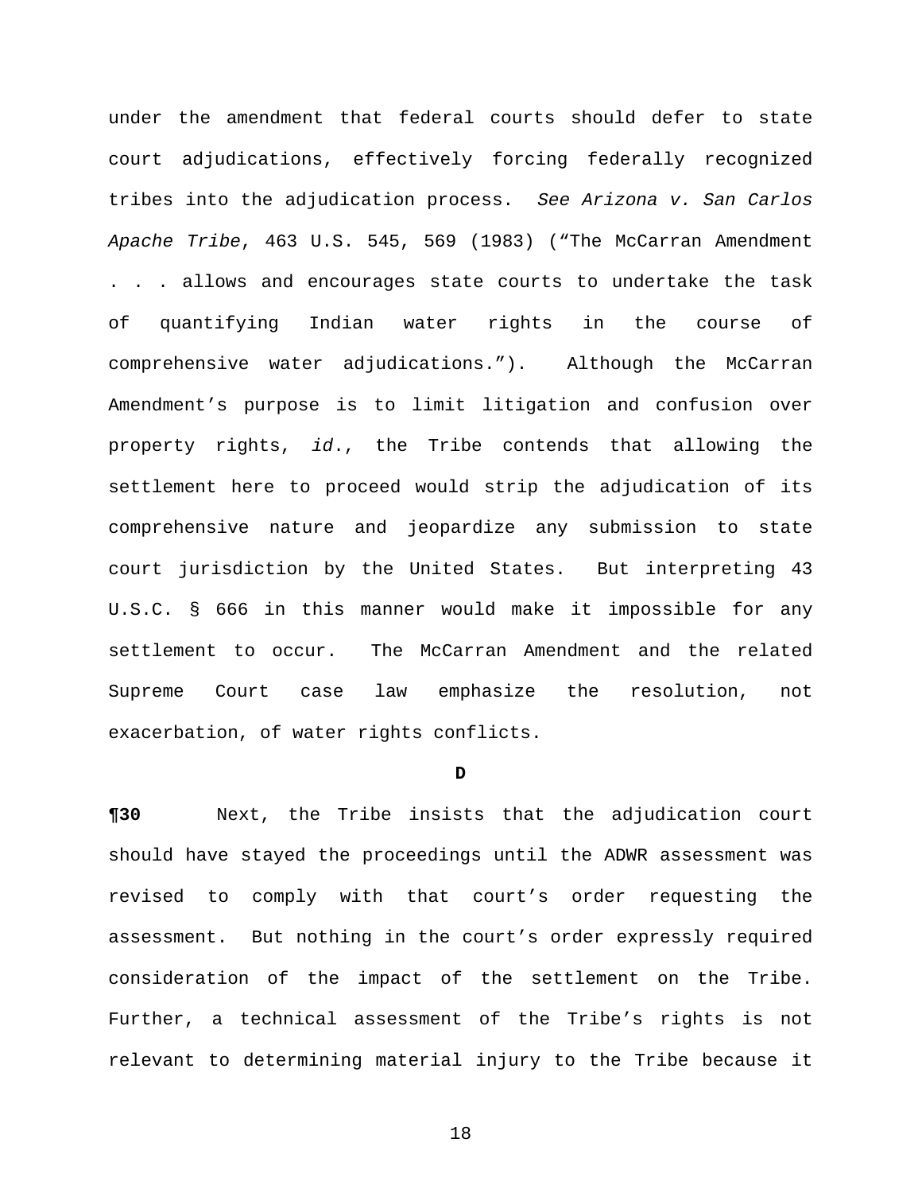under the amendment that federal courts should defer to state court adjudications, effectively forcing federally recognized tribes into the adjudication process. *See Arizona v. San Carlos Apache Tribe*, 463 U.S. 545, 569 (1983) ("The McCarran Amendment . . . allows and encourages state courts to undertake the task of quantifying Indian water rights in the course of comprehensive water adjudications."). Although the McCarran Amendment's purpose is to limit litigation and confusion over property rights, *id*., the Tribe contends that allowing the settlement here to proceed would strip the adjudication of its comprehensive nature and jeopardize any submission to state court jurisdiction by the United States. But interpreting 43 U.S.C. § 666 in this manner would make it impossible for any settlement to occur. The McCarran Amendment and the related Supreme Court case law emphasize the resolution, not exacerbation, of water rights conflicts.

### D

**¶30** Next, the Tribe insists that the adjudication court should have stayed the proceedings until the ADWR assessment was revised to comply with that court's order requesting the assessment. But nothing in the court's order expressly required consideration of the impact of the settlement on the Tribe. Further, a technical assessment of the Tribe's rights is not relevant to determining material injury to the Tribe because it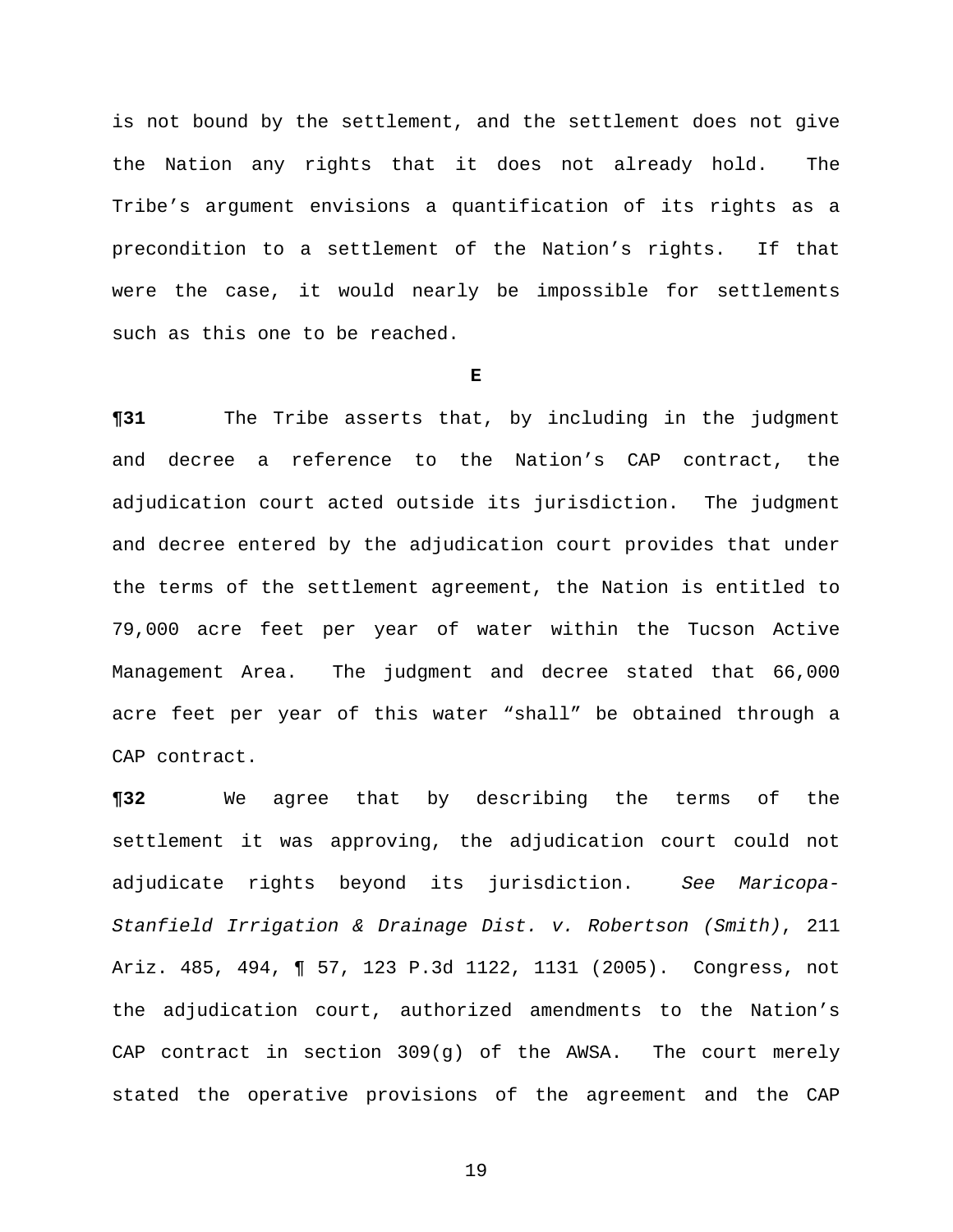is not bound by the settlement, and the settlement does not give the Nation any rights that it does not already hold. The Tribe's argument envisions a quantification of its rights as a precondition to a settlement of the Nation's rights. If that were the case, it would nearly be impossible for settlements such as this one to be reached.

**E**

**¶31** The Tribe asserts that, by including in the judgment and decree a reference to the Nation's CAP contract, the adjudication court acted outside its jurisdiction. The judgment and decree entered by the adjudication court provides that under the terms of the settlement agreement, the Nation is entitled to 79,000 acre feet per year of water within the Tucson Active Management Area. The judgment and decree stated that 66,000 acre feet per year of this water "shall" be obtained through a CAP contract.

**¶32** We agree that by describing the terms of the settlement it was approving, the adjudication court could not adjudicate rights beyond its jurisdiction. *See Maricopa-Stanfield Irrigation & Drainage Dist. v. Robertson (Smith)*, 211 Ariz. 485, 494, ¶ 57, 123 P.3d 1122, 1131 (2005). Congress, not the adjudication court, authorized amendments to the Nation's CAP contract in section 309(g) of the AWSA. The court merely stated the operative provisions of the agreement and the CAP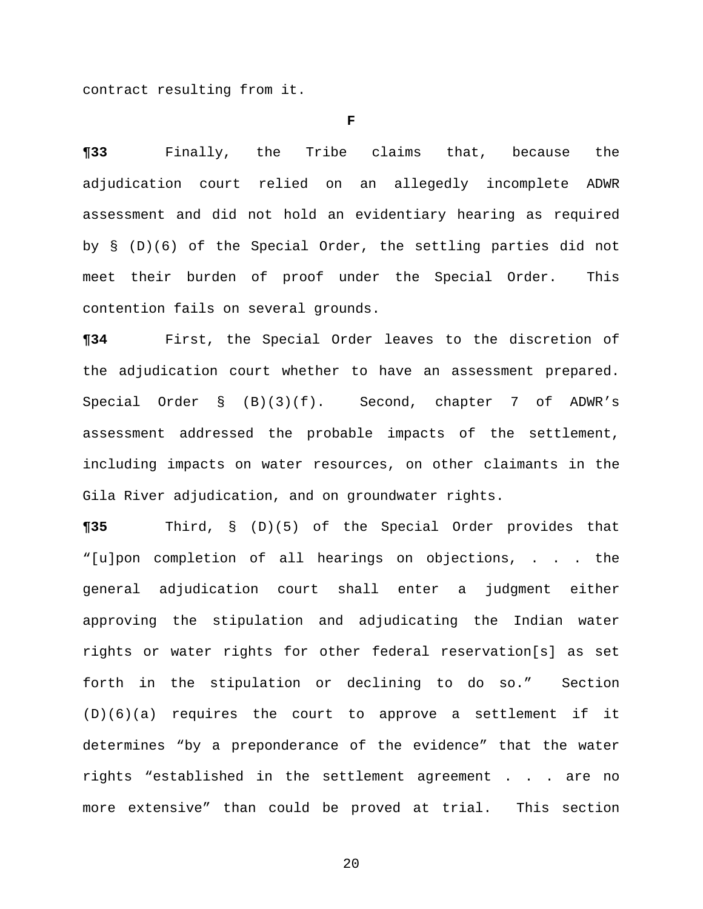contract resulting from it.

**F**

**¶33** Finally, the Tribe claims that, because the adjudication court relied on an allegedly incomplete ADWR assessment and did not hold an evidentiary hearing as required by § (D)(6) of the Special Order, the settling parties did not meet their burden of proof under the Special Order. This contention fails on several grounds.

**¶34** First, the Special Order leaves to the discretion of the adjudication court whether to have an assessment prepared. Special Order § (B)(3)(f). Second, chapter 7 of ADWR's assessment addressed the probable impacts of the settlement, including impacts on water resources, on other claimants in the Gila River adjudication, and on groundwater rights.

**¶35** Third, § (D)(5) of the Special Order provides that "[u]pon completion of all hearings on objections, . . . the general adjudication court shall enter a judgment either approving the stipulation and adjudicating the Indian water rights or water rights for other federal reservation[s] as set forth in the stipulation or declining to do so." Section (D)(6)(a) requires the court to approve a settlement if it determines "by a preponderance of the evidence" that the water rights "established in the settlement agreement . . . are no more extensive" than could be proved at trial. This section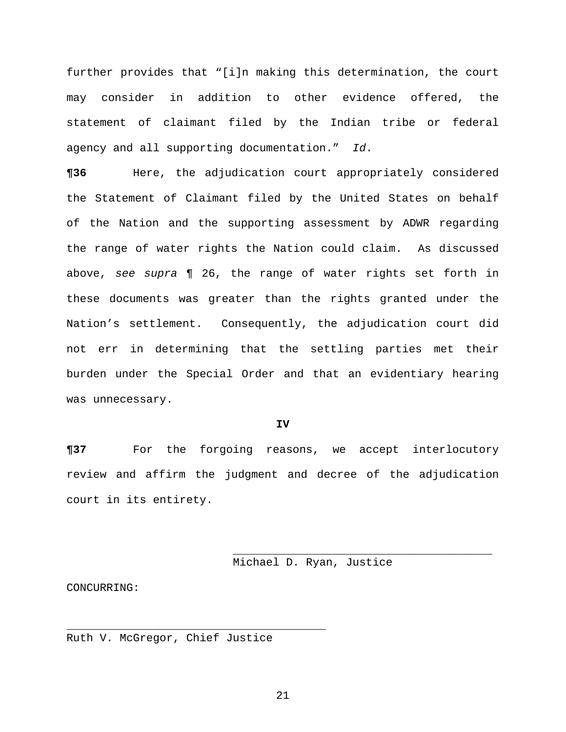further provides that "[i]n making this determination, the court may consider in addition to other evidence offered, the statement of claimant filed by the Indian tribe or federal agency and all supporting documentation." *Id*.

**¶36** Here, the adjudication court appropriately considered the Statement of Claimant filed by the United States on behalf of the Nation and the supporting assessment by ADWR regarding the range of water rights the Nation could claim. As discussed above, *see supra* ¶ 26, the range of water rights set forth in these documents was greater than the rights granted under the Nation's settlement. Consequently, the adjudication court did not err in determining that the settling parties met their burden under the Special Order and that an evidentiary hearing was unnecessary.

**IV**

**¶37** For the forgoing reasons, we accept interlocutory review and affirm the judgment and decree of the adjudication court in its entirety.

_______________________________________
Michael D. Ryan, Justice

CONCURRING:

_______________________________________
Ruth V. McGregor, Chief Justice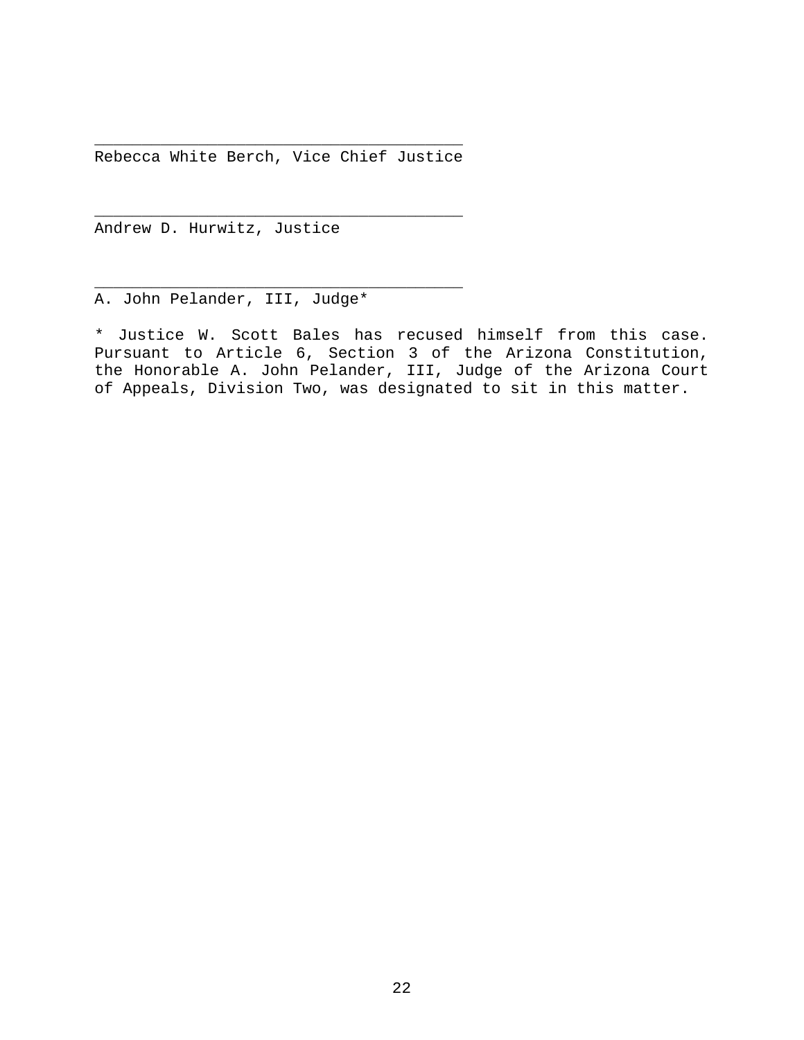_______________________________________
Rebecca White Berch, Vice Chief Justice

_______________________________________
Andrew D. Hurwitz, Justice

_______________________________________
A. John Pelander, III, Judge*

* Justice W. Scott Bales has recused himself from this case. Pursuant to Article 6, Section 3 of the Arizona Constitution, the Honorable A. John Pelander, III, Judge of the Arizona Court of Appeals, Division Two, was designated to sit in this matter.